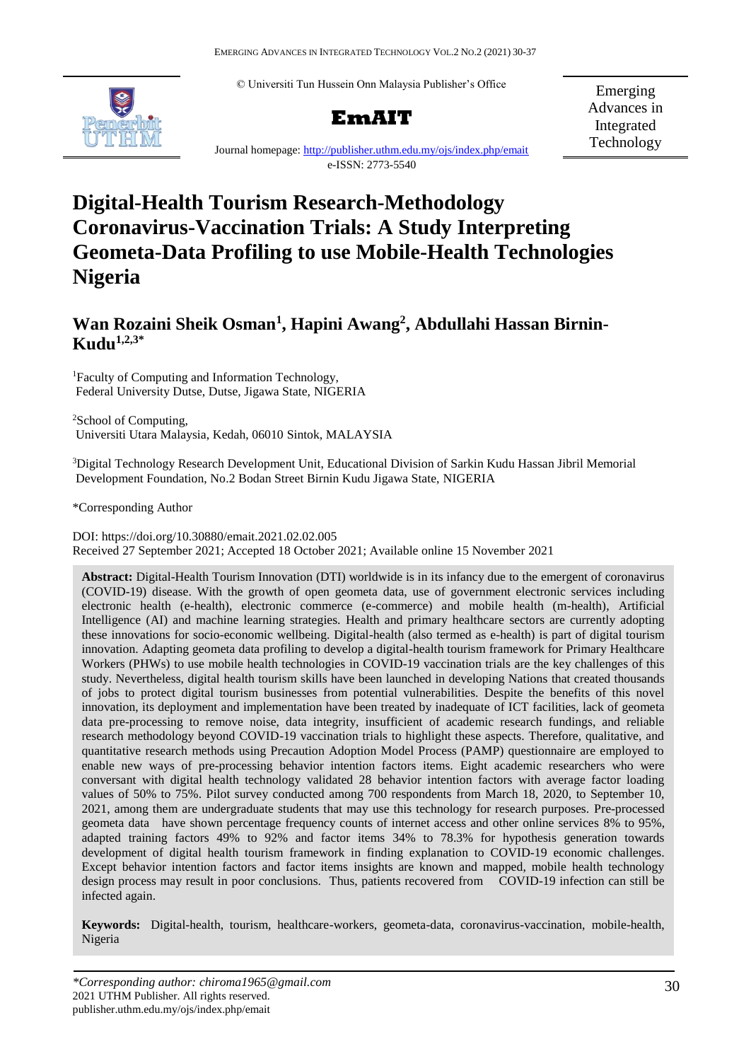© Universiti Tun Hussein Onn Malaysia Publisher's Office

**EmAIT**

Emerging Advances in Integrated Technology

Journal homepage: http://publisher.uthm.edu.my/ojs/index.php/emait

e-ISSN: 2773-5540

# Digital-Health Tourism Research-Methodology Coronavirus-Vaccination Trials: A Study Interpreting Geometa-Data Profiling to use Mobile-Health Technologies Nigeria

## Wan Rozaini Sheik Osman[1], Hapini Awang[2], Abdullahi Hassan Birnin-Kudu[1,2,3*]

[1]Faculty of Computing and Information Technology, Federal University Dutse, Dutse, Jigawa State, NIGERIA

[2]School of Computing, Universiti Utara Malaysia, Kedah, 06010 Sintok, MALAYSIA

[3]Digital Technology Research Development Unit, Educational Division of Sarkin Kudu Hassan Jibril Memorial Development Foundation, No.2 Bodan Street Birnin Kudu Jigawa State, NIGERIA

*Corresponding Author

DOI: https://doi.org/10.30880/emait.2021.02.02.005

Received 27 September 2021; Accepted 18 October 2021; Available online 15 November 2021

**Abstract:** Digital-Health Tourism Innovation (DTI) worldwide is in its infancy due to the emergent of coronavirus (COVID-19) disease. With the growth of open geometa data, use of government electronic services including electronic health (e-health), electronic commerce (e-commerce) and mobile health (m-health), Artificial Intelligence (AI) and machine learning strategies. Health and primary healthcare sectors are currently adopting these innovations for socio-economic wellbeing. Digital-health (also termed as e-health) is part of digital tourism innovation. Adapting geometa data profiling to develop a digital-health tourism framework for Primary Healthcare Workers (PHWs) to use mobile health technologies in COVID-19 vaccination trials are the key challenges of this study. Nevertheless, digital health tourism skills have been launched in developing Nations that created thousands of jobs to protect digital tourism businesses from potential vulnerabilities. Despite the benefits of this novel innovation, its deployment and implementation have been treated by inadequate of ICT facilities, lack of geometa data pre-processing to remove noise, data integrity, insufficient of academic research fundings, and reliable research methodology beyond COVID-19 vaccination trials to highlight these aspects. Therefore, qualitative, and quantitative research methods using Precaution Adoption Model Process (PAMP) questionnaire are employed to enable new ways of pre-processing behavior intention factors items. Eight academic researchers who were conversant with digital health technology validated 28 behavior intention factors with average factor loading values of 50% to 75%. Pilot survey conducted among 700 respondents from March 18, 2020, to September 10, 2021, among them are undergraduate students that may use this technology for research purposes. Pre-processed geometa data have shown percentage frequency counts of internet access and other online services 8% to 95%, adapted training factors 49% to 92% and factor items 34% to 78.3% for hypothesis generation towards development of digital health tourism framework in finding explanation to COVID-19 economic challenges. Except behavior intention factors and factor items insights are known and mapped, mobile health technology design process may result in poor conclusions. Thus, patients recovered from COVID-19 infection can still be infected again.

**Keywords:** Digital-health, tourism, healthcare-workers, geometa-data, coronavirus-vaccination, mobile-health, Nigeria

*\*Corresponding author: chiroma1965@gmail.com*
2021 UTHM Publisher. All rights reserved.
publisher.uthm.edu.my/ojs/index.php/emait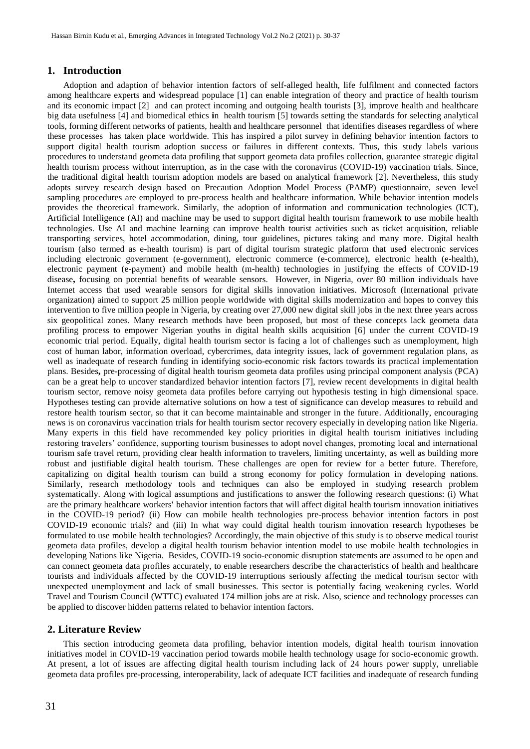## 1. Introduction

Adoption and adaption of behavior intention factors of self-alleged health, life fulfilment and connected factors among healthcare experts and widespread populace [1] can enable integration of theory and practice of health tourism and its economic impact [2] and can protect incoming and outgoing health tourists [3], improve health and healthcare big data usefulness [4] and biomedical ethics in health tourism [5] towards setting the standards for selecting analytical tools, forming different networks of patients, health and healthcare personnel that identifies diseases regardless of where these processes has taken place worldwide. This has inspired a pilot survey in defining behavior intention factors to support digital health tourism adoption success or failures in different contexts. Thus, this study labels various procedures to understand geometa data profiling that support geometa data profiles collection, guarantee strategic digital health tourism process without interruption, as in the case with the coronavirus (COVID-19) vaccination trials. Since, the traditional digital health tourism adoption models are based on analytical framework [2]. Nevertheless, this study adopts survey research design based on Precaution Adoption Model Process (PAMP) questionnaire, seven level sampling procedures are employed to pre-process health and healthcare information. While behavior intention models provides the theoretical framework. Similarly, the adoption of information and communication technologies (ICT), Artificial Intelligence (AI) and machine may be used to support digital health tourism framework to use mobile health technologies. Use AI and machine learning can improve health tourist activities such as ticket acquisition, reliable transporting services, hotel accommodation, dining, tour guidelines, pictures taking and many more. Digital health tourism (also termed as e-health tourism) is part of digital tourism strategic platform that used electronic services including electronic government (e-government), electronic commerce (e-commerce), electronic health (e-health), electronic payment (e-payment) and mobile health (m-health) technologies in justifying the effects of COVID-19 disease**,** focusing on potential benefits of wearable sensors. However, in Nigeria, over 80 million individuals have Internet access that used wearable sensors for digital skills innovation initiatives. Microsoft (International private organization) aimed to support 25 million people worldwide with digital skills modernization and hopes to convey this intervention to five million people in Nigeria, by creating over 27,000 new digital skill jobs in the next three years across six geopolitical zones. Many research methods have been proposed, but most of these concepts lack geometa data profiling process to empower Nigerian youths in digital health skills acquisition [6] under the current COVID-19 economic trial period. Equally, digital health tourism sector is facing a lot of challenges such as unemployment, high cost of human labor, information overload, cybercrimes, data integrity issues, lack of government regulation plans, as well as inadequate of research funding in identifying socio-economic risk factors towards its practical implementation plans. Besides**,** pre-processing of digital health tourism geometa data profiles using principal component analysis (PCA) can be a great help to uncover standardized behavior intention factors [7], review recent developments in digital health tourism sector, remove noisy geometa data profiles before carrying out hypothesis testing in high dimensional space. Hypotheses testing can provide alternative solutions on how a test of significance can develop measures to rebuild and restore health tourism sector, so that it can become maintainable and stronger in the future. Additionally, encouraging news is on coronavirus vaccination trials for health tourism sector recovery especially in developing nation like Nigeria. Many experts in this field have recommended key policy priorities in digital health tourism initiatives including restoring travelers' confidence, supporting tourism businesses to adopt novel changes, promoting local and international tourism safe travel return, providing clear health information to travelers, limiting uncertainty, as well as building more robust and justifiable digital health tourism. These challenges are open for review for a better future. Therefore, capitalizing on digital health tourism can build a strong economy for policy formulation in developing nations. Similarly, research methodology tools and techniques can also be employed in studying research problem systematically. Along with logical assumptions and justifications to answer the following research questions: (i) What are the primary healthcare workers' behavior intention factors that will affect digital health tourism innovation initiatives in the COVID-19 period? (ii) How can mobile health technologies pre-process behavior intention factors in post COVID-19 economic trials? and (iii) In what way could digital health tourism innovation research hypotheses be formulated to use mobile health technologies? Accordingly, the main objective of this study is to observe medical tourist geometa data profiles, develop a digital health tourism behavior intention model to use mobile health technologies in developing Nations like Nigeria. Besides, COVID-19 socio-economic disruption statements are assumed to be open and can connect geometa data profiles accurately, to enable researchers describe the characteristics of health and healthcare tourists and individuals affected by the COVID-19 interruptions seriously affecting the medical tourism sector with unexpected unemployment and lack of small businesses. This sector is potentially facing weakening cycles. World Travel and Tourism Council (WTTC) evaluated 174 million jobs are at risk. Also, science and technology processes can be applied to discover hidden patterns related to behavior intention factors.

## 2. Literature Review

This section introducing geometa data profiling, behavior intention models, digital health tourism innovation initiatives model in COVID-19 vaccination period towards mobile health technology usage for socio-economic growth. At present, a lot of issues are affecting digital health tourism including lack of 24 hours power supply, unreliable geometa data profiles pre-processing, interoperability, lack of adequate ICT facilities and inadequate of research funding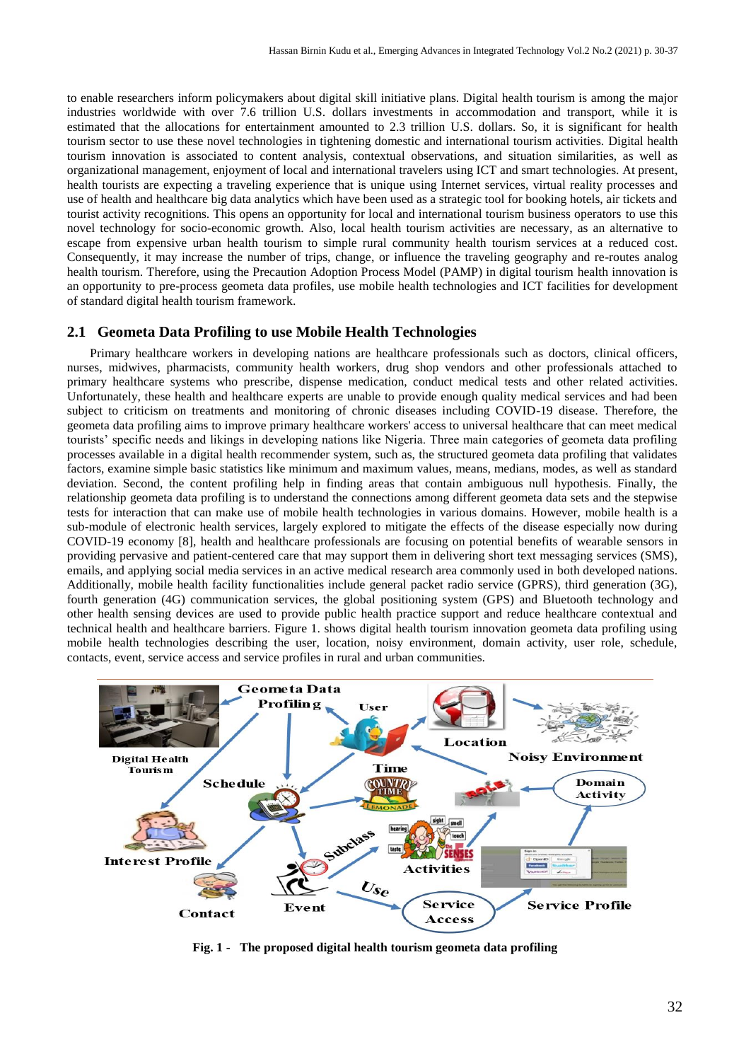to enable researchers inform policymakers about digital skill initiative plans. Digital health tourism is among the major industries worldwide with over 7.6 trillion U.S. dollars investments in accommodation and transport, while it is estimated that the allocations for entertainment amounted to 2.3 trillion U.S. dollars. So, it is significant for health tourism sector to use these novel technologies in tightening domestic and international tourism activities. Digital health tourism innovation is associated to content analysis, contextual observations, and situation similarities, as well as organizational management, enjoyment of local and international travelers using ICT and smart technologies. At present, health tourists are expecting a traveling experience that is unique using Internet services, virtual reality processes and use of health and healthcare big data analytics which have been used as a strategic tool for booking hotels, air tickets and tourist activity recognitions. This opens an opportunity for local and international tourism business operators to use this novel technology for socio-economic growth. Also, local health tourism activities are necessary, as an alternative to escape from expensive urban health tourism to simple rural community health tourism services at a reduced cost. Consequently, it may increase the number of trips, change, or influence the traveling geography and re-routes analog health tourism. Therefore, using the Precaution Adoption Process Model (PAMP) in digital tourism health innovation is an opportunity to pre-process geometa data profiles, use mobile health technologies and ICT facilities for development of standard digital health tourism framework.

## 2.1 Geometa Data Profiling to use Mobile Health Technologies

Primary healthcare workers in developing nations are healthcare professionals such as doctors, clinical officers, nurses, midwives, pharmacists, community health workers, drug shop vendors and other professionals attached to primary healthcare systems who prescribe, dispense medication, conduct medical tests and other related activities. Unfortunately, these health and healthcare experts are unable to provide enough quality medical services and had been subject to criticism on treatments and monitoring of chronic diseases including COVID-19 disease. Therefore, the geometa data profiling aims to improve primary healthcare workers' access to universal healthcare that can meet medical tourists' specific needs and likings in developing nations like Nigeria. Three main categories of geometa data profiling processes available in a digital health recommender system, such as, the structured geometa data profiling that validates factors, examine simple basic statistics like minimum and maximum values, means, medians, modes, as well as standard deviation. Second, the content profiling help in finding areas that contain ambiguous null hypothesis. Finally, the relationship geometa data profiling is to understand the connections among different geometa data sets and the stepwise tests for interaction that can make use of mobile health technologies in various domains. However, mobile health is a sub-module of electronic health services, largely explored to mitigate the effects of the disease especially now during COVID-19 economy [8], health and healthcare professionals are focusing on potential benefits of wearable sensors in providing pervasive and patient-centered care that may support them in delivering short text messaging services (SMS), emails, and applying social media services in an active medical research area commonly used in both developed nations. Additionally, mobile health facility functionalities include general packet radio service (GPRS), third generation (3G), fourth generation (4G) communication services, the global positioning system (GPS) and Bluetooth technology and other health sensing devices are used to provide public health practice support and reduce healthcare contextual and technical health and healthcare barriers. Figure 1. shows digital health tourism innovation geometa data profiling using mobile health technologies describing the user, location, noisy environment, domain activity, user role, schedule, contacts, event, service access and service profiles in rural and urban communities.

**Fig. 1 - The proposed digital health tourism geometa data profiling**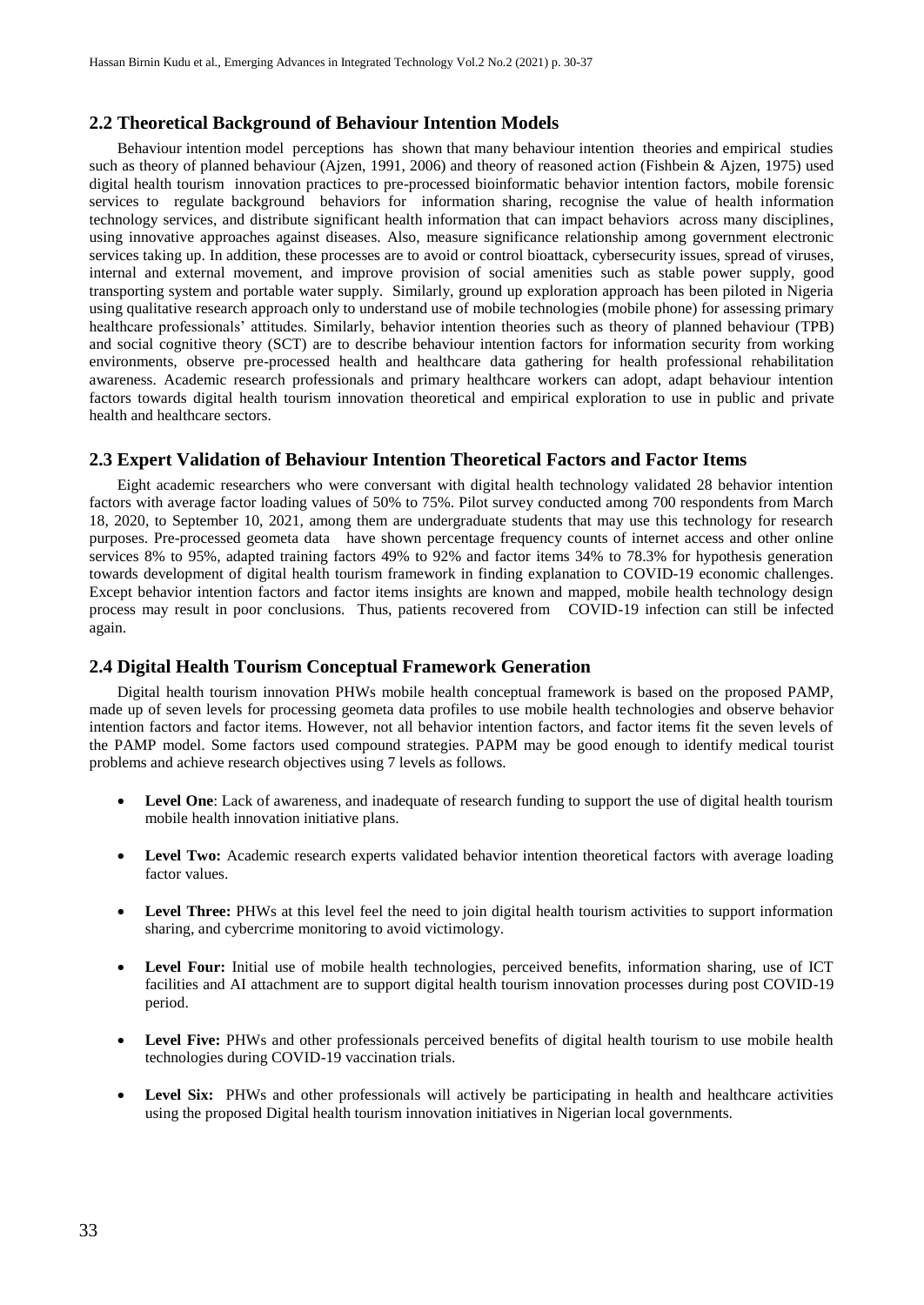## 2.2 Theoretical Background of Behaviour Intention Models

Behaviour intention model perceptions has shown that many behaviour intention theories and empirical studies such as theory of planned behaviour (Ajzen, 1991, 2006) and theory of reasoned action (Fishbein & Ajzen, 1975) used digital health tourism innovation practices to pre-processed bioinformatic behavior intention factors, mobile forensic services to regulate background behaviors for information sharing, recognise the value of health information technology services, and distribute significant health information that can impact behaviors across many disciplines, using innovative approaches against diseases. Also, measure significance relationship among government electronic services taking up. In addition, these processes are to avoid or control bioattack, cybersecurity issues, spread of viruses, internal and external movement, and improve provision of social amenities such as stable power supply, good transporting system and portable water supply. Similarly, ground up exploration approach has been piloted in Nigeria using qualitative research approach only to understand use of mobile technologies (mobile phone) for assessing primary healthcare professionals' attitudes. Similarly, behavior intention theories such as theory of planned behaviour (TPB) and social cognitive theory (SCT) are to describe behaviour intention factors for information security from working environments, observe pre-processed health and healthcare data gathering for health professional rehabilitation awareness. Academic research professionals and primary healthcare workers can adopt, adapt behaviour intention factors towards digital health tourism innovation theoretical and empirical exploration to use in public and private health and healthcare sectors.

## 2.3 Expert Validation of Behaviour Intention Theoretical Factors and Factor Items

Eight academic researchers who were conversant with digital health technology validated 28 behavior intention factors with average factor loading values of 50% to 75%. Pilot survey conducted among 700 respondents from March 18, 2020, to September 10, 2021, among them are undergraduate students that may use this technology for research purposes. Pre-processed geometa data have shown percentage frequency counts of internet access and other online services 8% to 95%, adapted training factors 49% to 92% and factor items 34% to 78.3% for hypothesis generation towards development of digital health tourism framework in finding explanation to COVID-19 economic challenges. Except behavior intention factors and factor items insights are known and mapped, mobile health technology design process may result in poor conclusions. Thus, patients recovered from COVID-19 infection can still be infected again.

## 2.4 Digital Health Tourism Conceptual Framework Generation

Digital health tourism innovation PHWs mobile health conceptual framework is based on the proposed PAMP, made up of seven levels for processing geometa data profiles to use mobile health technologies and observe behavior intention factors and factor items. However, not all behavior intention factors, and factor items fit the seven levels of the PAMP model. Some factors used compound strategies. PAPM may be good enough to identify medical tourist problems and achieve research objectives using 7 levels as follows.

- **Level One**: Lack of awareness, and inadequate of research funding to support the use of digital health tourism mobile health innovation initiative plans.
- **Level Two:** Academic research experts validated behavior intention theoretical factors with average loading factor values.
- **Level Three:** PHWs at this level feel the need to join digital health tourism activities to support information sharing, and cybercrime monitoring to avoid victimology.
- **Level Four:** Initial use of mobile health technologies, perceived benefits, information sharing, use of ICT facilities and AI attachment are to support digital health tourism innovation processes during post COVID-19 period.
- **Level Five:** PHWs and other professionals perceived benefits of digital health tourism to use mobile health technologies during COVID-19 vaccination trials.
- **Level Six:** PHWs and other professionals will actively be participating in health and healthcare activities using the proposed Digital health tourism innovation initiatives in Nigerian local governments.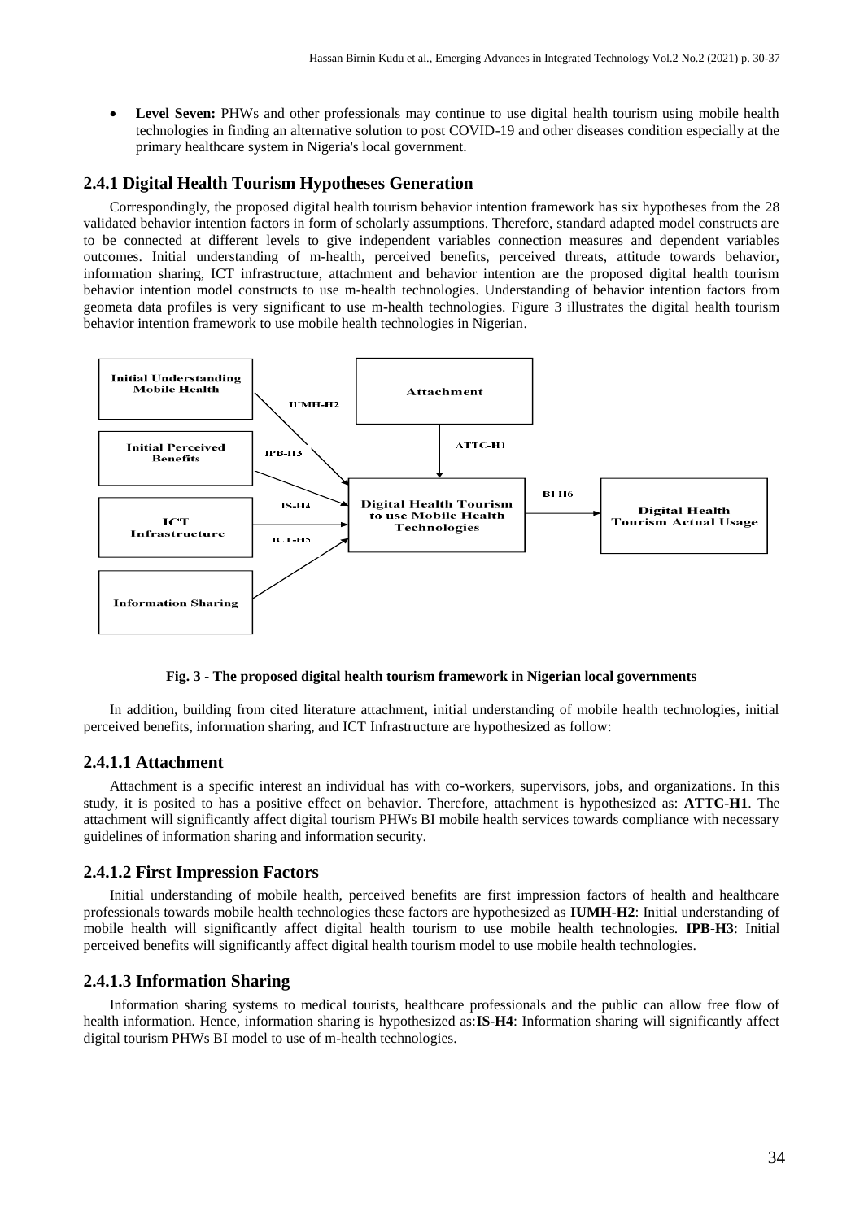- **Level Seven:** PHWs and other professionals may continue to use digital health tourism using mobile health technologies in finding an alternative solution to post COVID-19 and other diseases condition especially at the primary healthcare system in Nigeria's local government.

### 2.4.1 Digital Health Tourism Hypotheses Generation

Correspondingly, the proposed digital health tourism behavior intention framework has six hypotheses from the 28 validated behavior intention factors in form of scholarly assumptions. Therefore, standard adapted model constructs are to be connected at different levels to give independent variables connection measures and dependent variables outcomes. Initial understanding of m-health, perceived benefits, perceived threats, attitude towards behavior, information sharing, ICT infrastructure, attachment and behavior intention are the proposed digital health tourism behavior intention model constructs to use m-health technologies. Understanding of behavior intention factors from geometa data profiles is very significant to use m-health technologies. Figure 3 illustrates the digital health tourism behavior intention framework to use mobile health technologies in Nigerian.

Initial Understanding Mobile Health — IUMH-H2 → Digital Health Tourism to use Mobile Health Technologies

Initial Perceived Benefits — IPB-H3 → Digital Health Tourism to use Mobile Health Technologies

ICT Infrastructure — IS-H4 / ICT-H5 → Digital Health Tourism to use Mobile Health Technologies

Information Sharing → Digital Health Tourism to use Mobile Health Technologies

Attachment — ATTC-H1 → Digital Health Tourism to use Mobile Health Technologies

Digital Health Tourism to use Mobile Health Technologies — BI-H6 → Digital Health Tourism Actual Usage

**Fig. 3 - The proposed digital health tourism framework in Nigerian local governments**

In addition, building from cited literature attachment, initial understanding of mobile health technologies, initial perceived benefits, information sharing, and ICT Infrastructure are hypothesized as follow:

#### 2.4.1.1 Attachment

Attachment is a specific interest an individual has with co-workers, supervisors, jobs, and organizations. In this study, it is posited to has a positive effect on behavior. Therefore, attachment is hypothesized as: **ATTC-H1**. The attachment will significantly affect digital tourism PHWs BI mobile health services towards compliance with necessary guidelines of information sharing and information security.

#### 2.4.1.2 First Impression Factors

Initial understanding of mobile health, perceived benefits are first impression factors of health and healthcare professionals towards mobile health technologies these factors are hypothesized as **IUMH-H2**: Initial understanding of mobile health will significantly affect digital health tourism to use mobile health technologies. **IPB-H3**: Initial perceived benefits will significantly affect digital health tourism model to use mobile health technologies.

#### 2.4.1.3 Information Sharing

Information sharing systems to medical tourists, healthcare professionals and the public can allow free flow of health information. Hence, information sharing is hypothesized as:**IS-H4**: Information sharing will significantly affect digital tourism PHWs BI model to use of m-health technologies.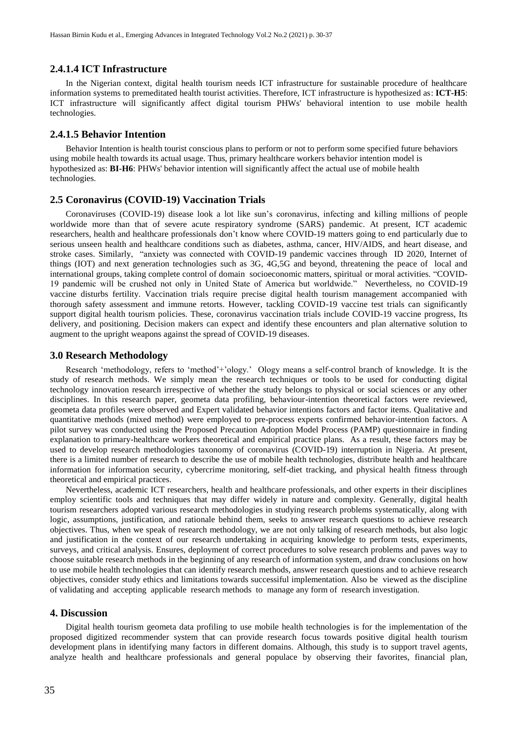### 2.4.1.4 ICT Infrastructure

In the Nigerian context, digital health tourism needs ICT infrastructure for sustainable procedure of healthcare information systems to premeditated health tourist activities. Therefore, ICT infrastructure is hypothesized as: **ICT-H5**: ICT infrastructure will significantly affect digital tourism PHWs' behavioral intention to use mobile health technologies.

### 2.4.1.5 Behavior Intention

Behavior Intention is health tourist conscious plans to perform or not to perform some specified future behaviors using mobile health towards its actual usage. Thus, primary healthcare workers behavior intention model is hypothesized as: **BI-H6**: PHWs' behavior intention will significantly affect the actual use of mobile health technologies.

## 2.5 Coronavirus (COVID-19) Vaccination Trials

Coronaviruses (COVID-19) disease look a lot like sun's coronavirus, infecting and killing millions of people worldwide more than that of severe acute respiratory syndrome (SARS) pandemic. At present, ICT academic researchers, health and healthcare professionals don't know where COVID-19 matters going to end particularly due to serious unseen health and healthcare conditions such as diabetes, asthma, cancer, HIV/AIDS, and heart disease, and stroke cases. Similarly, "anxiety was connected with COVID-19 pandemic vaccines through ID 2020, Internet of things (IOT) and next generation technologies such as 3G, 4G,5G and beyond, threatening the peace of local and international groups, taking complete control of domain socioeconomic matters, spiritual or moral activities. "COVID-19 pandemic will be crushed not only in United State of America but worldwide." Nevertheless, no COVID-19 vaccine disturbs fertility. Vaccination trials require precise digital health tourism management accompanied with thorough safety assessment and immune retorts. However, tackling COVID-19 vaccine test trials can significantly support digital health tourism policies. These, coronavirus vaccination trials include COVID-19 vaccine progress, Its delivery, and positioning. Decision makers can expect and identify these encounters and plan alternative solution to augment to the upright weapons against the spread of COVID-19 diseases.

## 3.0 Research Methodology

Research 'methodology, refers to 'method'+'ology.' Ology means a self-control branch of knowledge. It is the study of research methods. We simply mean the research techniques or tools to be used for conducting digital technology innovation research irrespective of whether the study belongs to physical or social sciences or any other disciplines. In this research paper, geometa data profiling, behaviour-intention theoretical factors were reviewed, geometa data profiles were observed and Expert validated behavior intentions factors and factor items. Qualitative and quantitative methods (mixed method) were employed to pre-process experts confirmed behavior-intention factors. A pilot survey was conducted using the Proposed Precaution Adoption Model Process (PAMP) questionnaire in finding explanation to primary-healthcare workers theoretical and empirical practice plans. As a result, these factors may be used to develop research methodologies taxonomy of coronavirus (COVID-19) interruption in Nigeria. At present, there is a limited number of research to describe the use of mobile health technologies, distribute health and healthcare information for information security, cybercrime monitoring, self-diet tracking, and physical health fitness through theoretical and empirical practices.

Nevertheless, academic ICT researchers, health and healthcare professionals, and other experts in their disciplines employ scientific tools and techniques that may differ widely in nature and complexity. Generally, digital health tourism researchers adopted various research methodologies in studying research problems systematically, along with logic, assumptions, justification, and rationale behind them, seeks to answer research questions to achieve research objectives. Thus, when we speak of research methodology, we are not only talking of research methods, but also logic and justification in the context of our research undertaking in acquiring knowledge to perform tests, experiments, surveys, and critical analysis. Ensures, deployment of correct procedures to solve research problems and paves way to choose suitable research methods in the beginning of any research of information system, and draw conclusions on how to use mobile health technologies that can identify research methods, answer research questions and to achieve research objectives, consider study ethics and limitations towards successful implementation. Also be viewed as the discipline of validating and accepting applicable research methods to manage any form of research investigation.

## 4. Discussion

Digital health tourism geometa data profiling to use mobile health technologies is for the implementation of the proposed digitized recommender system that can provide research focus towards positive digital health tourism development plans in identifying many factors in different domains. Although, this study is to support travel agents, analyze health and healthcare professionals and general populace by observing their favorites, financial plan,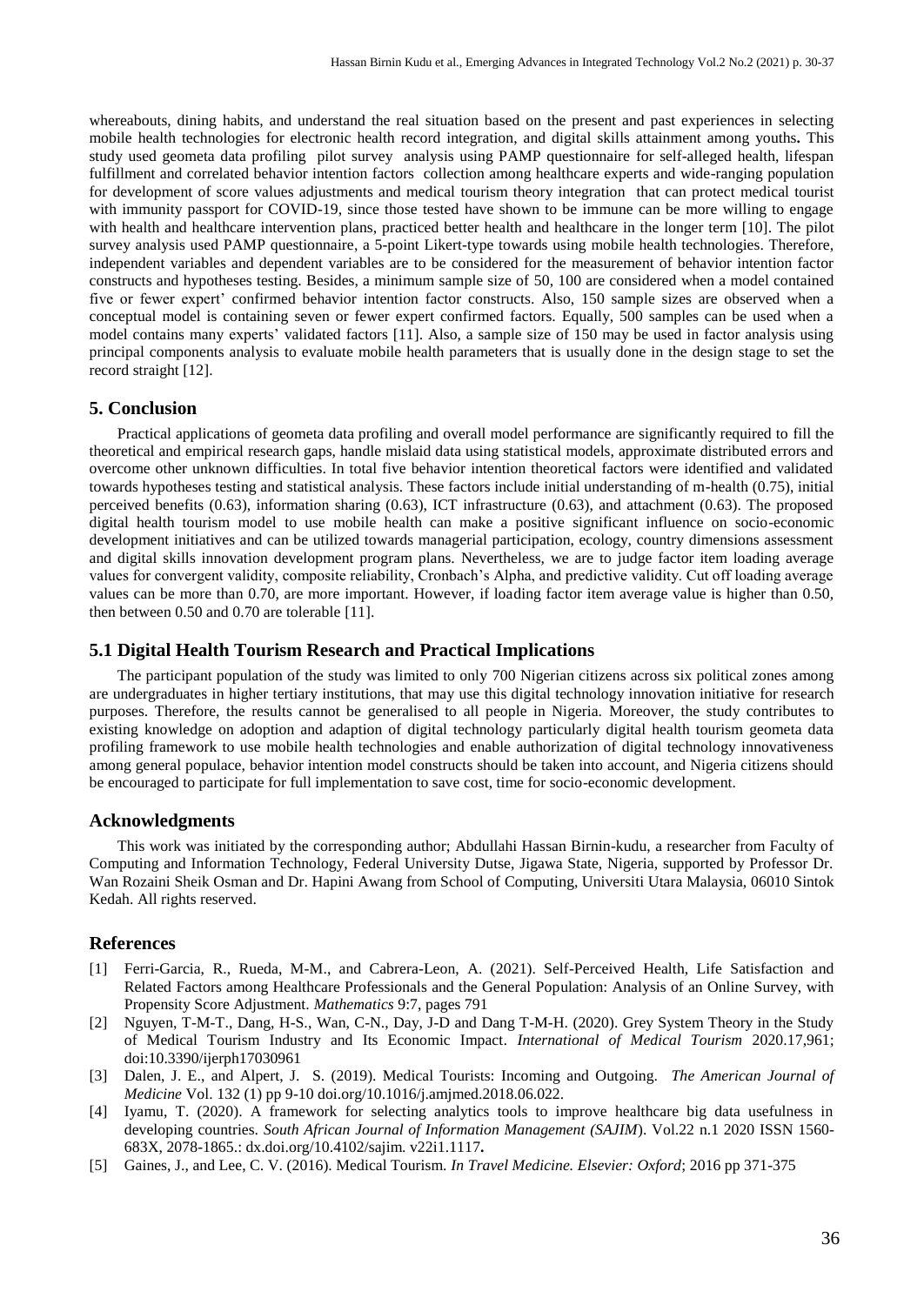whereabouts, dining habits, and understand the real situation based on the present and past experiences in selecting mobile health technologies for electronic health record integration, and digital skills attainment among youths**.** This study used geometa data profiling pilot survey analysis using PAMP questionnaire for self-alleged health, lifespan fulfillment and correlated behavior intention factors collection among healthcare experts and wide-ranging population for development of score values adjustments and medical tourism theory integration that can protect medical tourist with immunity passport for COVID-19, since those tested have shown to be immune can be more willing to engage with health and healthcare intervention plans, practiced better health and healthcare in the longer term [10]. The pilot survey analysis used PAMP questionnaire, a 5-point Likert-type towards using mobile health technologies. Therefore, independent variables and dependent variables are to be considered for the measurement of behavior intention factor constructs and hypotheses testing. Besides, a minimum sample size of 50, 100 are considered when a model contained five or fewer expert' confirmed behavior intention factor constructs. Also, 150 sample sizes are observed when a conceptual model is containing seven or fewer expert confirmed factors. Equally, 500 samples can be used when a model contains many experts' validated factors [11]. Also, a sample size of 150 may be used in factor analysis using principal components analysis to evaluate mobile health parameters that is usually done in the design stage to set the record straight [12].

## 5. Conclusion

Practical applications of geometa data profiling and overall model performance are significantly required to fill the theoretical and empirical research gaps, handle mislaid data using statistical models, approximate distributed errors and overcome other unknown difficulties. In total five behavior intention theoretical factors were identified and validated towards hypotheses testing and statistical analysis. These factors include initial understanding of m-health (0.75), initial perceived benefits (0.63), information sharing (0.63), ICT infrastructure (0.63), and attachment (0.63). The proposed digital health tourism model to use mobile health can make a positive significant influence on socio-economic development initiatives and can be utilized towards managerial participation, ecology, country dimensions assessment and digital skills innovation development program plans. Nevertheless, we are to judge factor item loading average values for convergent validity, composite reliability, Cronbach's Alpha, and predictive validity. Cut off loading average values can be more than 0.70, are more important. However, if loading factor item average value is higher than 0.50, then between 0.50 and 0.70 are tolerable [11].

### 5.1 Digital Health Tourism Research and Practical Implications

The participant population of the study was limited to only 700 Nigerian citizens across six political zones among are undergraduates in higher tertiary institutions, that may use this digital technology innovation initiative for research purposes. Therefore, the results cannot be generalised to all people in Nigeria. Moreover, the study contributes to existing knowledge on adoption and adaption of digital technology particularly digital health tourism geometa data profiling framework to use mobile health technologies and enable authorization of digital technology innovativeness among general populace, behavior intention model constructs should be taken into account, and Nigeria citizens should be encouraged to participate for full implementation to save cost, time for socio-economic development.

## Acknowledgments

This work was initiated by the corresponding author; Abdullahi Hassan Birnin-kudu, a researcher from Faculty of Computing and Information Technology, Federal University Dutse, Jigawa State, Nigeria, supported by Professor Dr. Wan Rozaini Sheik Osman and Dr. Hapini Awang from School of Computing, Universiti Utara Malaysia, 06010 Sintok Kedah. All rights reserved.

## References

[1] Ferri-Garcia, R., Rueda, M-M., and Cabrera-Leon, A. (2021). Self-Perceived Health, Life Satisfaction and Related Factors among Healthcare Professionals and the General Population: Analysis of an Online Survey, with Propensity Score Adjustment. *Mathematics* 9:7, pages 791

[2] Nguyen, T-M-T., Dang, H-S., Wan, C-N., Day, J-D and Dang T-M-H. (2020). Grey System Theory in the Study of Medical Tourism Industry and Its Economic Impact. *International of Medical Tourism* 2020.17,961; doi:10.3390/ijerph17030961

[3] Dalen, J. E., and Alpert, J. S. (2019). Medical Tourists: Incoming and Outgoing. *The American Journal of Medicine* Vol. 132 (1) pp 9-10 doi.org/10.1016/j.amjmed.2018.06.022.

[4] Iyamu, T. (2020). A framework for selecting analytics tools to improve healthcare big data usefulness in developing countries. *South African Journal of Information Management (SAJIM*). Vol.22 n.1 2020 ISSN 1560-683X, 2078-1865.: dx.doi.org/10.4102/sajim. v22i1.1117**.**

[5] Gaines, J., and Lee, C. V. (2016). Medical Tourism. *In Travel Medicine. Elsevier: Oxford*; 2016 pp 371-375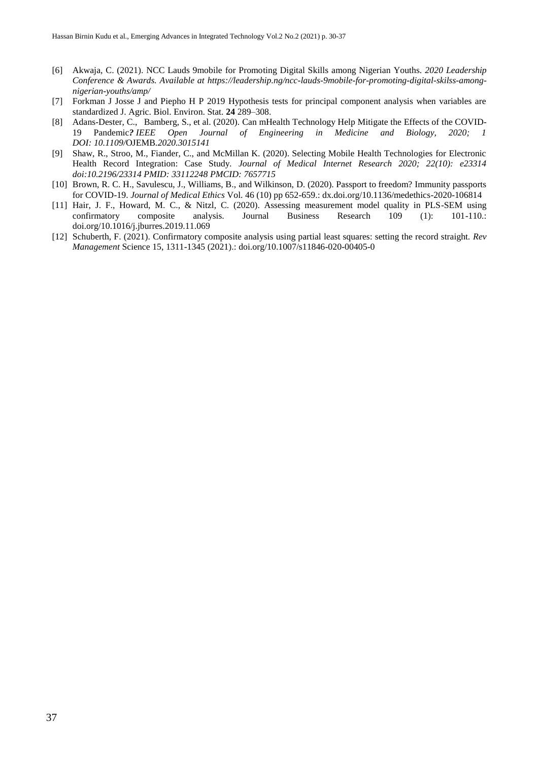[6] Akwaja, C. (2021). NCC Lauds 9mobile for Promoting Digital Skills among Nigerian Youths. *2020 Leadership Conference & Awards. Available at https://leadership.ng/ncc-lauds-9mobile-for-promoting-digital-skilss-among-nigerian-youths/amp/*

[7] Forkman J Josse J and Piepho H P 2019 Hypothesis tests for principal component analysis when variables are standardized J. Agric. Biol. Environ. Stat. **24** 289–308.

[8] Adans-Dester, C., Bamberg, S., et al. (2020). Can mHealth Technology Help Mitigate the Effects of the COVID-19 Pandemic*? IEEE Open Journal of Engineering in Medicine and Biology, 2020; 1 DOI: 10.1109/*OJEMB*.2020.3015141*

[9] Shaw, R., Stroo, M., Fiander, C., and McMillan K. (2020). Selecting Mobile Health Technologies for Electronic Health Record Integration: Case Study. *Journal of Medical Internet Research 2020; 22(10): e23314 doi:10.2196/23314 PMID: 33112248 PMCID: 7657715*

[10] Brown, R. C. H., Savulescu, J., Williams, B., and Wilkinson, D. (2020). Passport to freedom? Immunity passports for COVID-19. *Journal of Medical Ethics* Vol. 46 (10) pp 652-659.: dx.doi.org/10.1136/medethics-2020-106814

[11] Hair, J. F., Howard, M. C., & Nitzl, C. (2020). Assessing measurement model quality in PLS-SEM using confirmatory composite analysis. Journal Business Research 109 (1): 101-110.: doi.org/10.1016/j.jburres.2019.11.069

[12] Schuberth, F. (2021). Confirmatory composite analysis using partial least squares: setting the record straight. *Rev Management* Science 15, 1311-1345 (2021).: doi.org/10.1007/s11846-020-00405-0